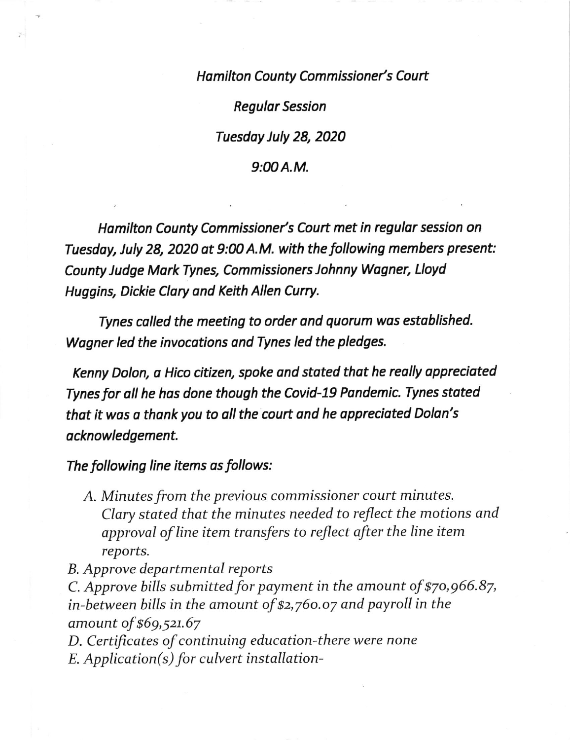*Hamilton County Commissioner's Court*

*Regular Session*

*Tuesday July 28, 2020*

*9:00 A.M.*

*Hamilton County Commissioner's Court met in regular session on Tuesday, July 28, 2020 at 9:00 A.M. with the following members present: County Judge Mark Tynes, Commissioners Johnny Wagner, Lloyd Huggins, Dickie Clary and Keith Allen Curry.*

*Tynes called the meeting to order and quorum was established. Wagner led the invocations and Tynes led the pledges.*

*Kenny Dolon, a Hico citizen, spoke and stated that he really appreciated Tynes for all he has done though the Covid-19 Pandemic. Tynes stated that it was a thank you to all the court and he appreciated Dolan's acknowledgement.*

*The following line items as follows:*

*A. Minutes from the previous commissioner court minutes. Clary stated that the minutes needed to reflect the motions and approval of line item transfers to reflect after the line item reports.*

*B. Approve departmental reports*

*C. Approve bills submitted for payment in the amount of $70,966.87, in-between bills in the amount of $2,760.07 and payroll in the amount of $69,521.67*

*D. Certificates of continuing education-there were none*

*E. Application(s) for culvert installation-*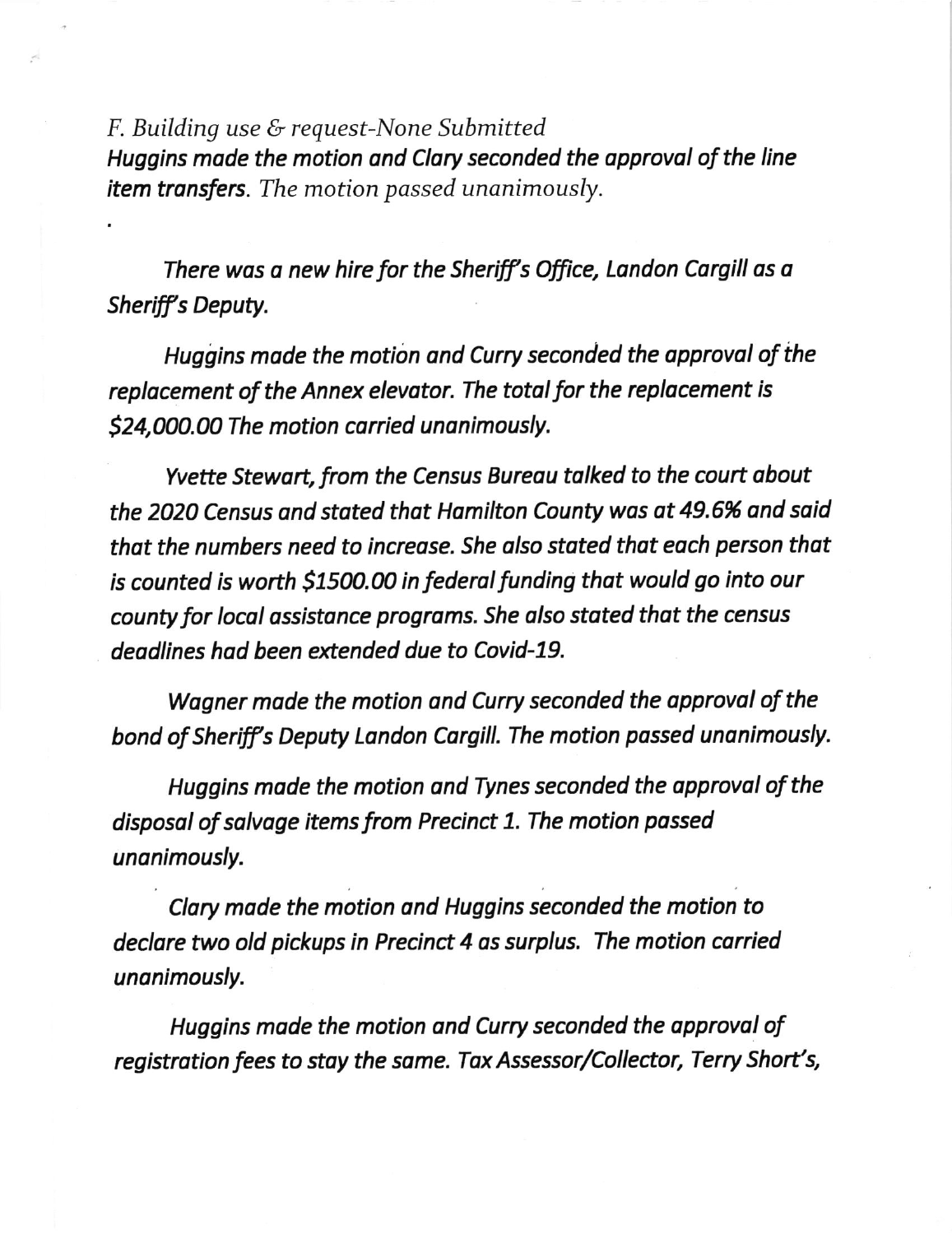*F. Building use & request-None Submitted*
***Huggins made the motion and Clary seconded the approval of the line item transfers.*** *The motion passed unanimously.*

*There was a new hire for the Sheriff's Office, Landon Cargill as a Sheriff's Deputy.*

*Huggins made the motion and Curry seconded the approval of the replacement of the Annex elevator. The total for the replacement is $24,000.00 The motion carried unanimously.*

*Yvette Stewart, from the Census Bureau talked to the court about the 2020 Census and stated that Hamilton County was at 49.6% and said that the numbers need to increase. She also stated that each person that is counted is worth $1500.00 in federal funding that would go into our county for local assistance programs. She also stated that the census deadlines had been extended due to Covid-19.*

*Wagner made the motion and Curry seconded the approval of the bond of Sheriff's Deputy Landon Cargill. The motion passed unanimously.*

*Huggins made the motion and Tynes seconded the approval of the disposal of salvage items from Precinct 1. The motion passed unanimously.*

*Clary made the motion and Huggins seconded the motion to declare two old pickups in Precinct 4 as surplus. The motion carried unanimously.*

*Huggins made the motion and Curry seconded the approval of registration fees to stay the same. Tax Assessor/Collector, Terry Short's,*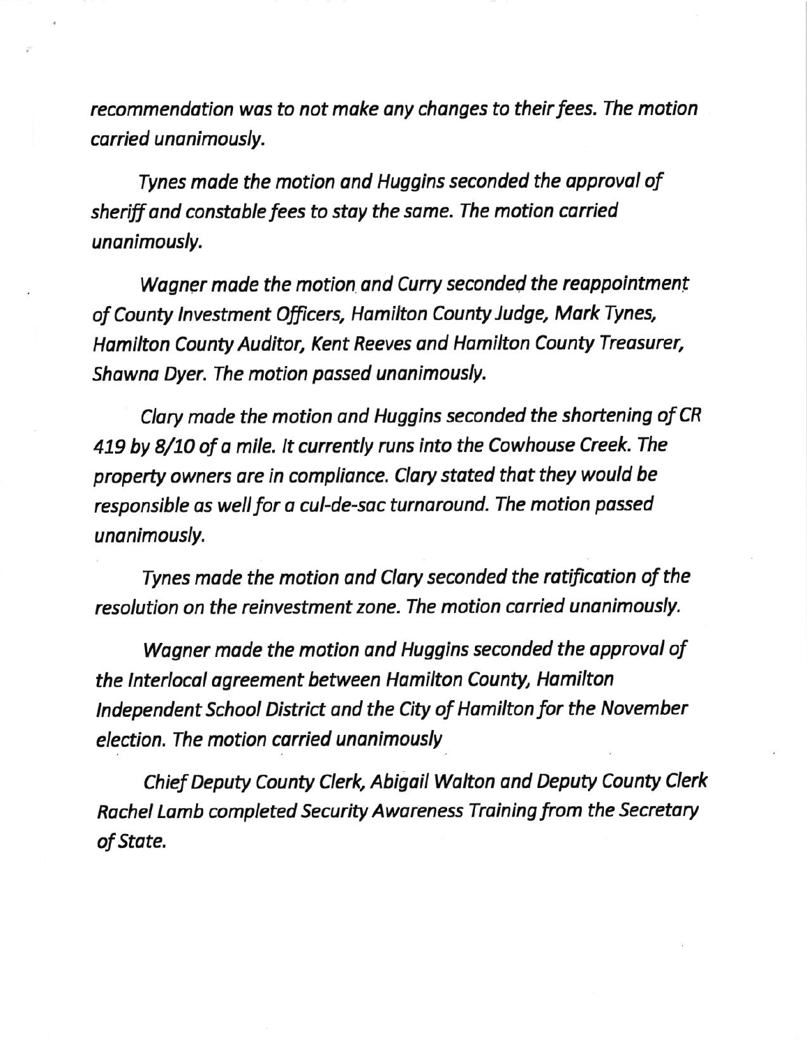*recommendation was to not make any changes to their fees. The motion carried unanimously.*

*Tynes made the motion and Huggins seconded the approval of sheriff and constable fees to stay the same. The motion carried unanimously.*

*Wagner made the motion and Curry seconded the reappointment of County Investment Officers, Hamilton County Judge, Mark Tynes, Hamilton County Auditor, Kent Reeves and Hamilton County Treasurer, Shawna Dyer. The motion passed unanimously.*

*Clary made the motion and Huggins seconded the shortening of CR 419 by 8/10 of a mile. It currently runs into the Cowhouse Creek. The property owners are in compliance. Clary stated that they would be responsible as well for a cul-de-sac turnaround. The motion passed unanimously.*

*Tynes made the motion and Clary seconded the ratification of the resolution on the reinvestment zone. The motion carried unanimously.*

*Wagner made the motion and Huggins seconded the approval of the Interlocal agreement between Hamilton County, Hamilton Independent School District and the City of Hamilton for the November election. The motion carried unanimously*

*Chief Deputy County Clerk, Abigail Walton and Deputy County Clerk Rachel Lamb completed Security Awareness Training from the Secretary of State.*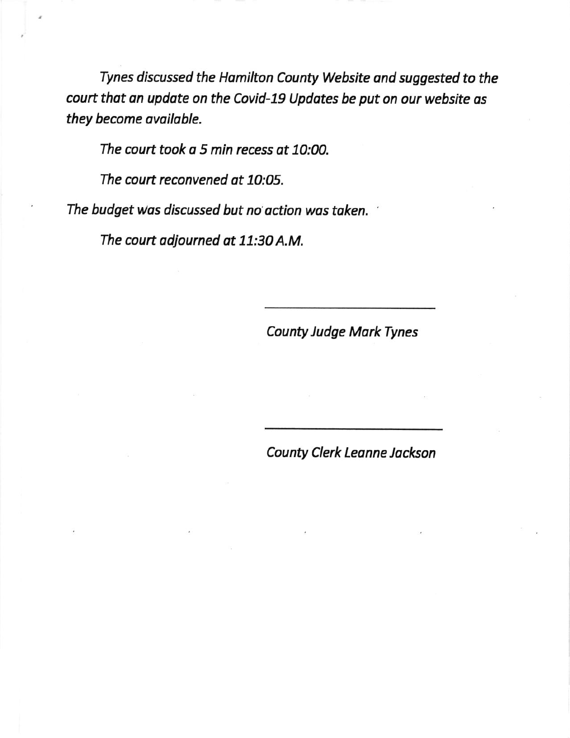*Tynes discussed the Hamilton County Website and suggested to the court that an update on the Covid-19 Updates be put on our website as they become available.*

*The court took a 5 min recess at 10:00.*

*The court reconvened at 10:05.*

*The budget was discussed but no action was taken.*

*The court adjourned at 11:30 A.M.*

\_\_\_\_\_\_\_\_\_\_\_\_\_\_\_\_\_\_\_\_\_\_\_\_\_\_\_\_

*County Judge Mark Tynes*

\_\_\_\_\_\_\_\_\_\_\_\_\_\_\_\_\_\_\_\_\_\_\_\_\_\_\_\_

*County Clerk Leanne Jackson*